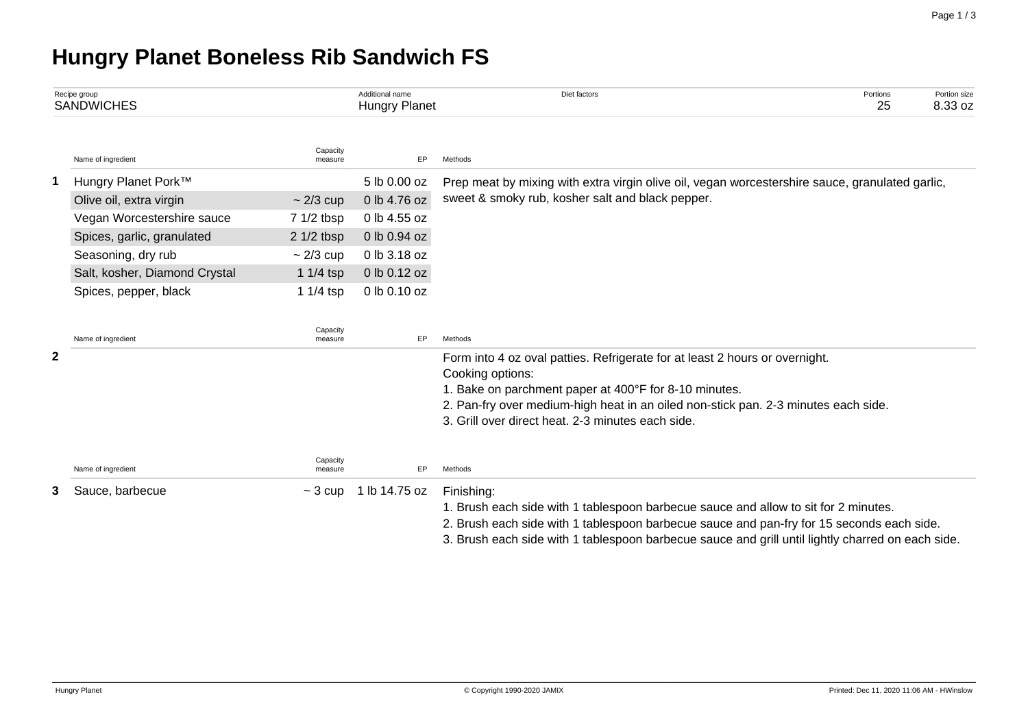# Hungry Planet Boneless Rib Sandwich FS

| Recipe group | Additional name | Diet factors | Portions | Portion size |
|---|---|---|---|---|
| SANDWICHES | Hungry Planet | | 25 | 8.33 oz |

| | Name of ingredient | Capacity measure | EP | Methods |
|---|---|---|---|---|
| **1** | Hungry Planet Pork™ | | 5 lb 0.00 oz | Prep meat by mixing with extra virgin olive oil, vegan worcestershire sauce, granulated garlic, sweet & smoky rub, kosher salt and black pepper. |
| | Olive oil, extra virgin | ~ 2/3 cup | 0 lb 4.76 oz | |
| | Vegan Worcestershire sauce | 7 1/2 tbsp | 0 lb 4.55 oz | |
| | Spices, garlic, granulated | 2 1/2 tbsp | 0 lb 0.94 oz | |
| | Seasoning, dry rub | ~ 2/3 cup | 0 lb 3.18 oz | |
| | Salt, kosher, Diamond Crystal | 1 1/4 tsp | 0 lb 0.12 oz | |
| | Spices, pepper, black | 1 1/4 tsp | 0 lb 0.10 oz | |

| | Name of ingredient | Capacity measure | EP | Methods |
|---|---|---|---|---|
| **2** | | | | Form into 4 oz oval patties. Refrigerate for at least 2 hours or overnight.<br>Cooking options:<br>1. Bake on parchment paper at 400°F for 8-10 minutes.<br>2. Pan-fry over medium-high heat in an oiled non-stick pan. 2-3 minutes each side.<br>3. Grill over direct heat. 2-3 minutes each side. |

| | Name of ingredient | Capacity measure | EP | Methods |
|---|---|---|---|---|
| **3** | Sauce, barbecue | ~ 3 cup | 1 lb 14.75 oz | Finishing:<br>1. Brush each side with 1 tablespoon barbecue sauce and allow to sit for 2 minutes.<br>2. Brush each side with 1 tablespoon barbecue sauce and pan-fry for 15 seconds each side.<br>3. Brush each side with 1 tablespoon barbecue sauce and grill until lightly charred on each side. |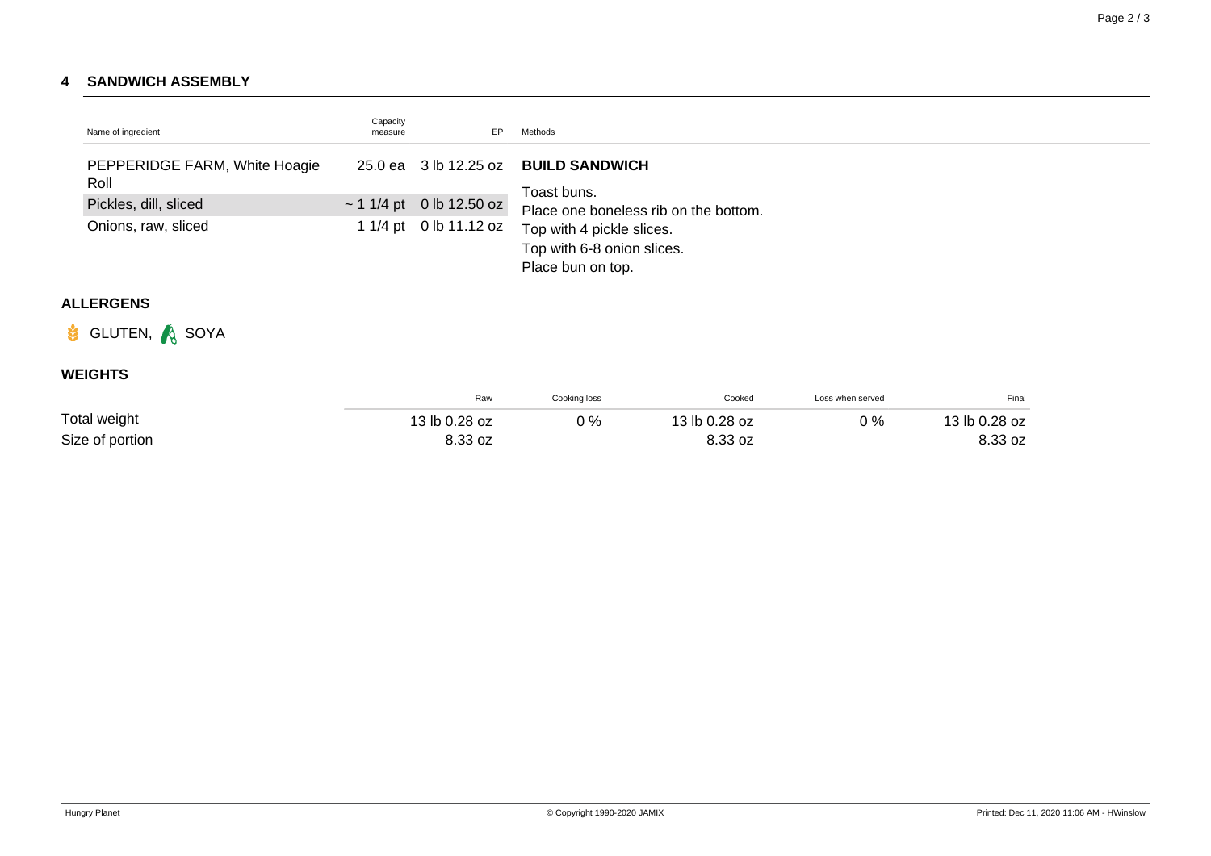## 4 SANDWICH ASSEMBLY

| Name of ingredient | Capacity measure | EP | Methods |
|---|---|---|---|
| PEPPERIDGE FARM, White Hoagie Roll | 25.0 ea | 3 lb 12.25 oz | **BUILD SANDWICH**<br>Toast buns.<br>Place one boneless rib on the bottom.<br>Top with 4 pickle slices.<br>Top with 6-8 onion slices.<br>Place bun on top. |
| Pickles, dill, sliced | ~ 1 1/4 pt | 0 lb 12.50 oz | |
| Onions, raw, sliced | 1 1/4 pt | 0 lb 11.12 oz | |

### ALLERGENS

GLUTEN, SOYA

### WEIGHTS

| | Raw | Cooking loss | Cooked | Loss when served | Final |
|---|---|---|---|---|---|
| Total weight | 13 lb 0.28 oz | 0 % | 13 lb 0.28 oz | 0 % | 13 lb 0.28 oz |
| Size of portion | 8.33 oz | | 8.33 oz | | 8.33 oz |

Hungry Planet © Copyright 1990-2020 JAMIX Printed: Dec 11, 2020 11:06 AM - HWinslow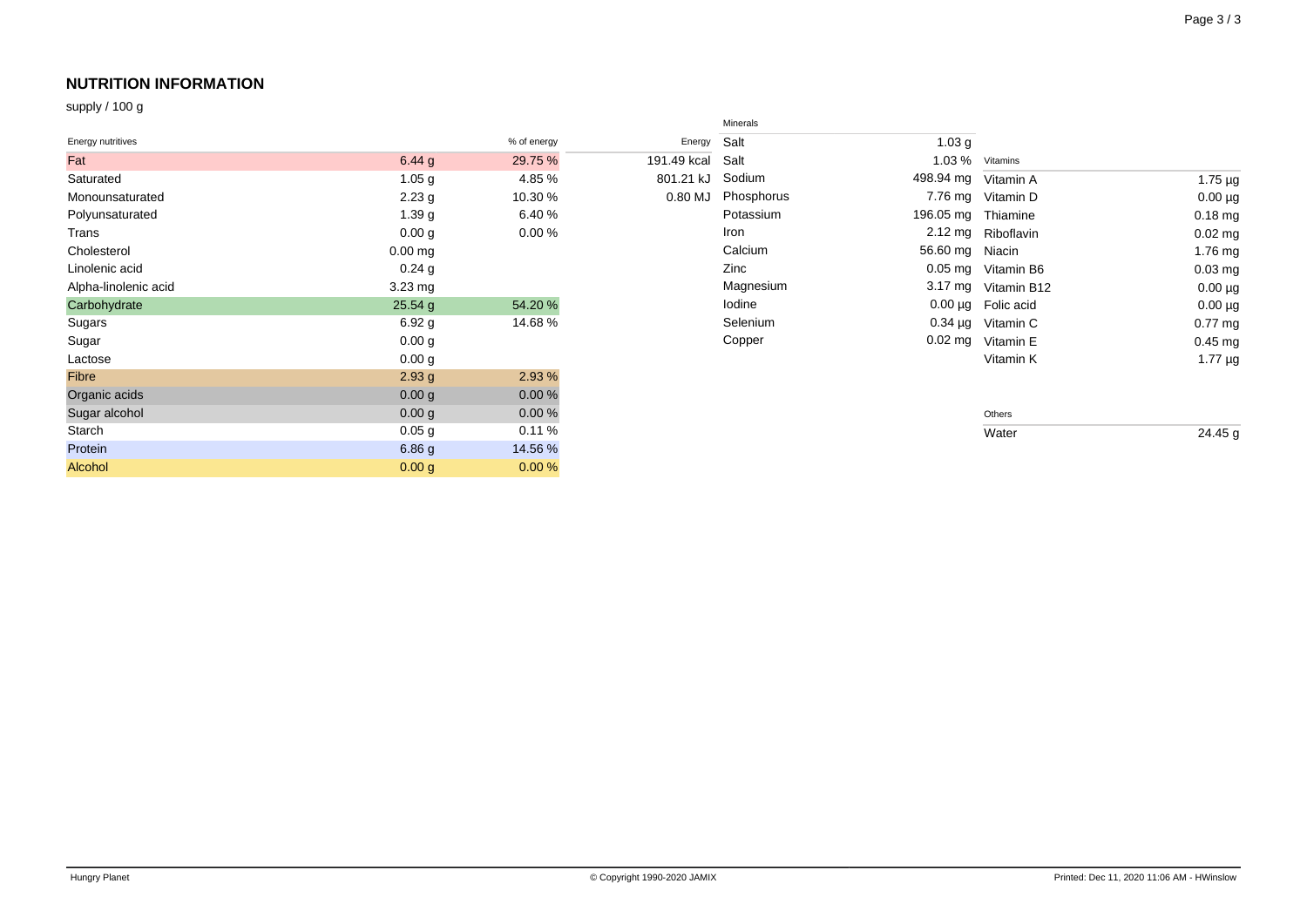## NUTRITION INFORMATION

supply / 100 g

| Energy nutritives | | % of energy |
|---|---|---|
| Fat | 6.44 g | 29.75 % |
| Saturated | 1.05 g | 4.85 % |
| Monounsaturated | 2.23 g | 10.30 % |
| Polyunsaturated | 1.39 g | 6.40 % |
| Trans | 0.00 g | 0.00 % |
| Cholesterol | 0.00 mg | |
| Linolenic acid | 0.24 g | |
| Alpha-linolenic acid | 3.23 mg | |
| Carbohydrate | 25.54 g | 54.20 % |
| Sugars | 6.92 g | 14.68 % |
| Sugar | 0.00 g | |
| Lactose | 0.00 g | |
| Fibre | 2.93 g | 2.93 % |
| Organic acids | 0.00 g | 0.00 % |
| Sugar alcohol | 0.00 g | 0.00 % |
| Starch | 0.05 g | 0.11 % |
| Protein | 6.86 g | 14.56 % |
| Alcohol | 0.00 g | 0.00 % |

| Energy |
|---|
| 191.49 kcal |
| 801.21 kJ |
| 0.80 MJ |

| Minerals | |
|---|---|
| Salt | 1.03 g |
| Salt | 1.03 % |
| Sodium | 498.94 mg |
| Phosphorus | 7.76 mg |
| Potassium | 196.05 mg |
| Iron | 2.12 mg |
| Calcium | 56.60 mg |
| Zinc | 0.05 mg |
| Magnesium | 3.17 mg |
| Iodine | 0.00 µg |
| Selenium | 0.34 µg |
| Copper | 0.02 mg |

| Vitamins | |
|---|---|
| Vitamin A | 1.75 µg |
| Vitamin D | 0.00 µg |
| Thiamine | 0.18 mg |
| Riboflavin | 0.02 mg |
| Niacin | 1.76 mg |
| Vitamin B6 | 0.03 mg |
| Vitamin B12 | 0.00 µg |
| Folic acid | 0.00 µg |
| Vitamin C | 0.77 mg |
| Vitamin E | 0.45 mg |
| Vitamin K | 1.77 µg |

| Others | |
|---|---|
| Water | 24.45 g |

Hungry Planet

© Copyright 1990-2020 JAMIX

Printed: Dec 11, 2020 11:06 AM - HWinslow